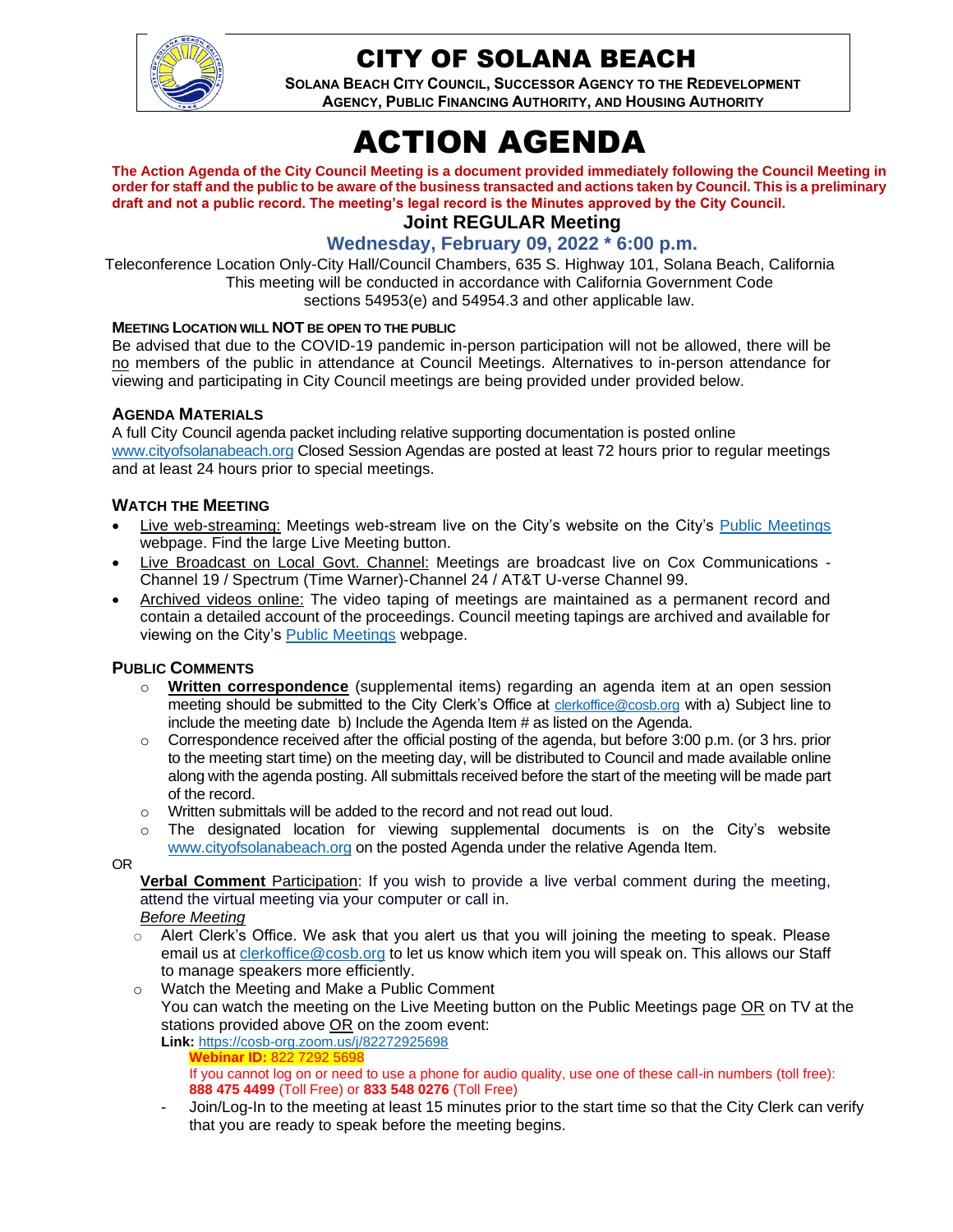# CITY OF SOLANA BEACH

**SOLANA BEACH CITY COUNCIL, SUCCESSOR AGENCY TO THE REDEVELOPMENT AGENCY, PUBLIC FINANCING AUTHORITY, AND HOUSING AUTHORITY**

# ACTION AGENDA

**The Action Agenda of the City Council Meeting is a document provided immediately following the Council Meeting in order for staff and the public to be aware of the business transacted and actions taken by Council. This is a preliminary draft and not a public record. The meeting's legal record is the Minutes approved by the City Council.**

## Joint REGULAR Meeting

### Wednesday, February 09, 2022 * 6:00 p.m.

Teleconference Location Only-City Hall/Council Chambers, 635 S. Highway 101, Solana Beach, California
This meeting will be conducted in accordance with California Government Code sections 54953(e) and 54954.3 and other applicable law.

**MEETING LOCATION WILL NOT BE OPEN TO THE PUBLIC**

Be advised that due to the COVID-19 pandemic in-person participation will not be allowed, there will be no members of the public in attendance at Council Meetings. Alternatives to in-person attendance for viewing and participating in City Council meetings are being provided under provided below.

**AGENDA MATERIALS**

A full City Council agenda packet including relative supporting documentation is posted online www.cityofsolanabeach.org Closed Session Agendas are posted at least 72 hours prior to regular meetings and at least 24 hours prior to special meetings.

**WATCH THE MEETING**

- Live web-streaming: Meetings web-stream live on the City's website on the City's Public Meetings webpage. Find the large Live Meeting button.
- Live Broadcast on Local Govt. Channel: Meetings are broadcast live on Cox Communications - Channel 19 / Spectrum (Time Warner)-Channel 24 / AT&T U-verse Channel 99.
- Archived videos online: The video taping of meetings are maintained as a permanent record and contain a detailed account of the proceedings. Council meeting tapings are archived and available for viewing on the City's Public Meetings webpage.

**PUBLIC COMMENTS**

- **Written correspondence** (supplemental items) regarding an agenda item at an open session meeting should be submitted to the City Clerk's Office at clerkoffice@cosb.org with a) Subject line to include the meeting date b) Include the Agenda Item # as listed on the Agenda.
- Correspondence received after the official posting of the agenda, but before 3:00 p.m. (or 3 hrs. prior to the meeting start time) on the meeting day, will be distributed to Council and made available online along with the agenda posting. All submittals received before the start of the meeting will be made part of the record.
- Written submittals will be added to the record and not read out loud.
- The designated location for viewing supplemental documents is on the City's website www.cityofsolanabeach.org on the posted Agenda under the relative Agenda Item.

OR

**Verbal Comment** Participation: If you wish to provide a live verbal comment during the meeting, attend the virtual meeting via your computer or call in.

*Before Meeting*

- Alert Clerk's Office. We ask that you alert us that you will joining the meeting to speak. Please email us at clerkoffice@cosb.org to let us know which item you will speak on. This allows our Staff to manage speakers more efficiently.
- Watch the Meeting and Make a Public Comment
  You can watch the meeting on the Live Meeting button on the Public Meetings page OR on TV at the stations provided above OR on the zoom event:
  **Link:** https://cosb-org.zoom.us/j/82272925698
  **Webinar ID:** 822 7292 5698
  If you cannot log on or need to use a phone for audio quality, use one of these call-in numbers (toll free): **888 475 4499** (Toll Free) or **833 548 0276** (Toll Free)
  - Join/Log-In to the meeting at least 15 minutes prior to the start time so that the City Clerk can verify that you are ready to speak before the meeting begins.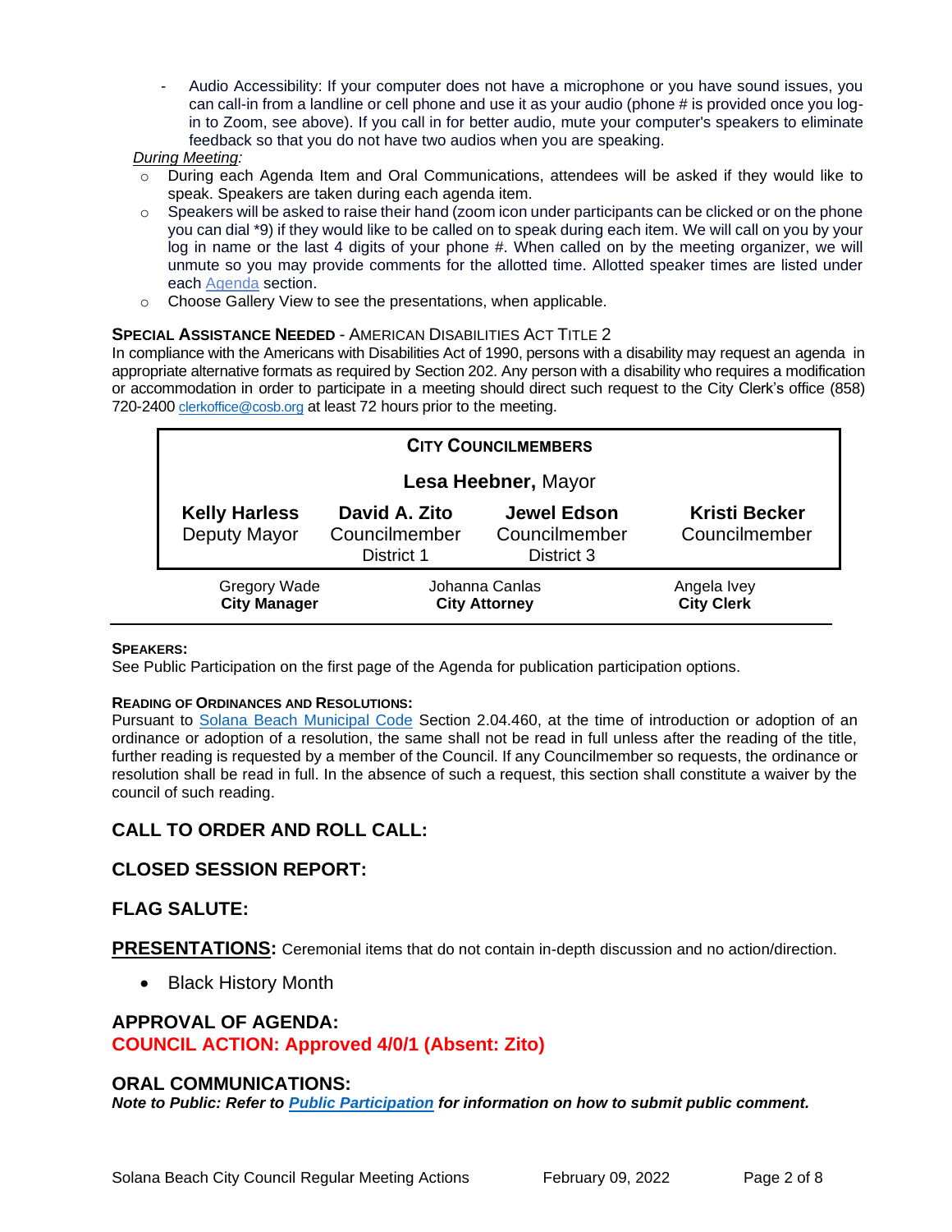- Audio Accessibility: If your computer does not have a microphone or you have sound issues, you can call-in from a landline or cell phone and use it as your audio (phone # is provided once you log-in to Zoom, see above). If you call in for better audio, mute your computer's speakers to eliminate feedback so that you do not have two audios when you are speaking.

*During Meeting:*

- During each Agenda Item and Oral Communications, attendees will be asked if they would like to speak. Speakers are taken during each agenda item.
- Speakers will be asked to raise their hand (zoom icon under participants can be clicked or on the phone you can dial *9) if they would like to be called on to speak during each item. We will call on you by your log in name or the last 4 digits of your phone #. When called on by the meeting organizer, we will unmute so you may provide comments for the allotted time. Allotted speaker times are listed under each Agenda section.
- Choose Gallery View to see the presentations, when applicable.

**SPECIAL ASSISTANCE NEEDED** - AMERICAN DISABILITIES ACT TITLE 2

In compliance with the Americans with Disabilities Act of 1990, persons with a disability may request an agenda in appropriate alternative formats as required by Section 202. Any person with a disability who requires a modification or accommodation in order to participate in a meeting should direct such request to the City Clerk's office (858) 720-2400 clerkoffice@cosb.org at least 72 hours prior to the meeting.

| CITY COUNCILMEMBERS | | | |
|---|---|---|---|
| | **Lesa Heebner,** Mayor | | |
| **Kelly Harless** Deputy Mayor | **David A. Zito** Councilmember District 1 | **Jewel Edson** Councilmember District 3 | **Kristi Becker** Councilmember |

| Gregory Wade | Johanna Canlas | Angela Ivey |
|---|---|---|
| **City Manager** | **City Attorney** | **City Clerk** |

**SPEAKERS:**

See Public Participation on the first page of the Agenda for publication participation options.

**READING OF ORDINANCES AND RESOLUTIONS:**

Pursuant to Solana Beach Municipal Code Section 2.04.460, at the time of introduction or adoption of an ordinance or adoption of a resolution, the same shall not be read in full unless after the reading of the title, further reading is requested by a member of the Council. If any Councilmember so requests, the ordinance or resolution shall be read in full. In the absence of such a request, this section shall constitute a waiver by the council of such reading.

## CALL TO ORDER AND ROLL CALL:

## CLOSED SESSION REPORT:

## FLAG SALUTE:

## PRESENTATIONS:
Ceremonial items that do not contain in-depth discussion and no action/direction.

- Black History Month

## APPROVAL OF AGENDA:
**COUNCIL ACTION: Approved 4/0/1 (Absent: Zito)**

## ORAL COMMUNICATIONS:
***Note to Public: Refer to Public Participation for information on how to submit public comment.***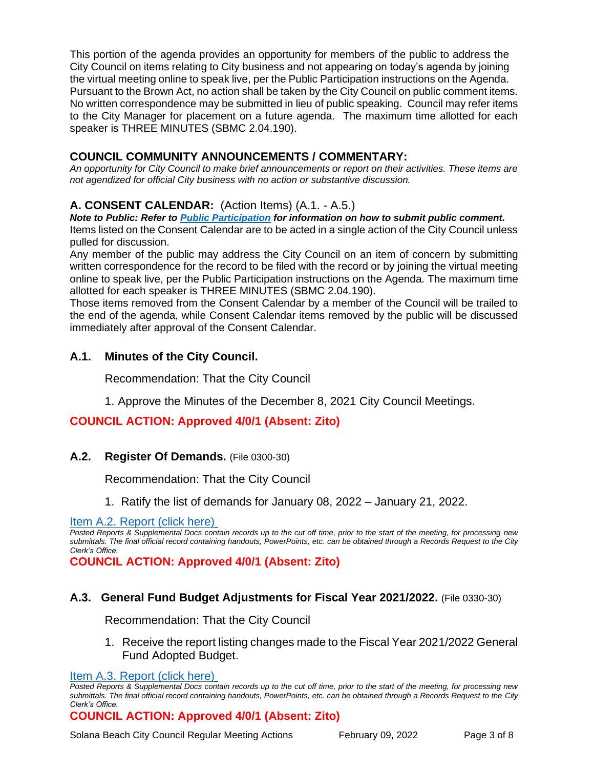This portion of the agenda provides an opportunity for members of the public to address the City Council on items relating to City business and not appearing on today's agenda by joining the virtual meeting online to speak live, per the Public Participation instructions on the Agenda. Pursuant to the Brown Act, no action shall be taken by the City Council on public comment items. No written correspondence may be submitted in lieu of public speaking. Council may refer items to the City Manager for placement on a future agenda. The maximum time allotted for each speaker is THREE MINUTES (SBMC 2.04.190).

## COUNCIL COMMUNITY ANNOUNCEMENTS / COMMENTARY:

*An opportunity for City Council to make brief announcements or report on their activities. These items are not agendized for official City business with no action or substantive discussion.*

## A. CONSENT CALENDAR: (Action Items) (A.1. - A.5.)

***Note to Public: Refer to [Public Participation](#) for information on how to submit public comment.***

Items listed on the Consent Calendar are to be acted in a single action of the City Council unless pulled for discussion.

Any member of the public may address the City Council on an item of concern by submitting written correspondence for the record to be filed with the record or by joining the virtual meeting online to speak live, per the Public Participation instructions on the Agenda. The maximum time allotted for each speaker is THREE MINUTES (SBMC 2.04.190).

Those items removed from the Consent Calendar by a member of the Council will be trailed to the end of the agenda, while Consent Calendar items removed by the public will be discussed immediately after approval of the Consent Calendar.

### A.1. Minutes of the City Council.

Recommendation: That the City Council

1. Approve the Minutes of the December 8, 2021 City Council Meetings.

**COUNCIL ACTION: Approved 4/0/1 (Absent: Zito)**

### A.2. Register Of Demands. (File 0300-30)

Recommendation: That the City Council

1. Ratify the list of demands for January 08, 2022 – January 21, 2022.

[Item A.2. Report (click here)](#)

*Posted Reports & Supplemental Docs contain records up to the cut off time, prior to the start of the meeting, for processing new submittals. The final official record containing handouts, PowerPoints, etc. can be obtained through a Records Request to the City Clerk's Office.*

**COUNCIL ACTION: Approved 4/0/1 (Absent: Zito)**

### A.3. General Fund Budget Adjustments for Fiscal Year 2021/2022. (File 0330-30)

Recommendation: That the City Council

1. Receive the report listing changes made to the Fiscal Year 2021/2022 General Fund Adopted Budget.

[Item A.3. Report (click here)](#)

*Posted Reports & Supplemental Docs contain records up to the cut off time, prior to the start of the meeting, for processing new submittals. The final official record containing handouts, PowerPoints, etc. can be obtained through a Records Request to the City Clerk's Office.*

**COUNCIL ACTION: Approved 4/0/1 (Absent: Zito)**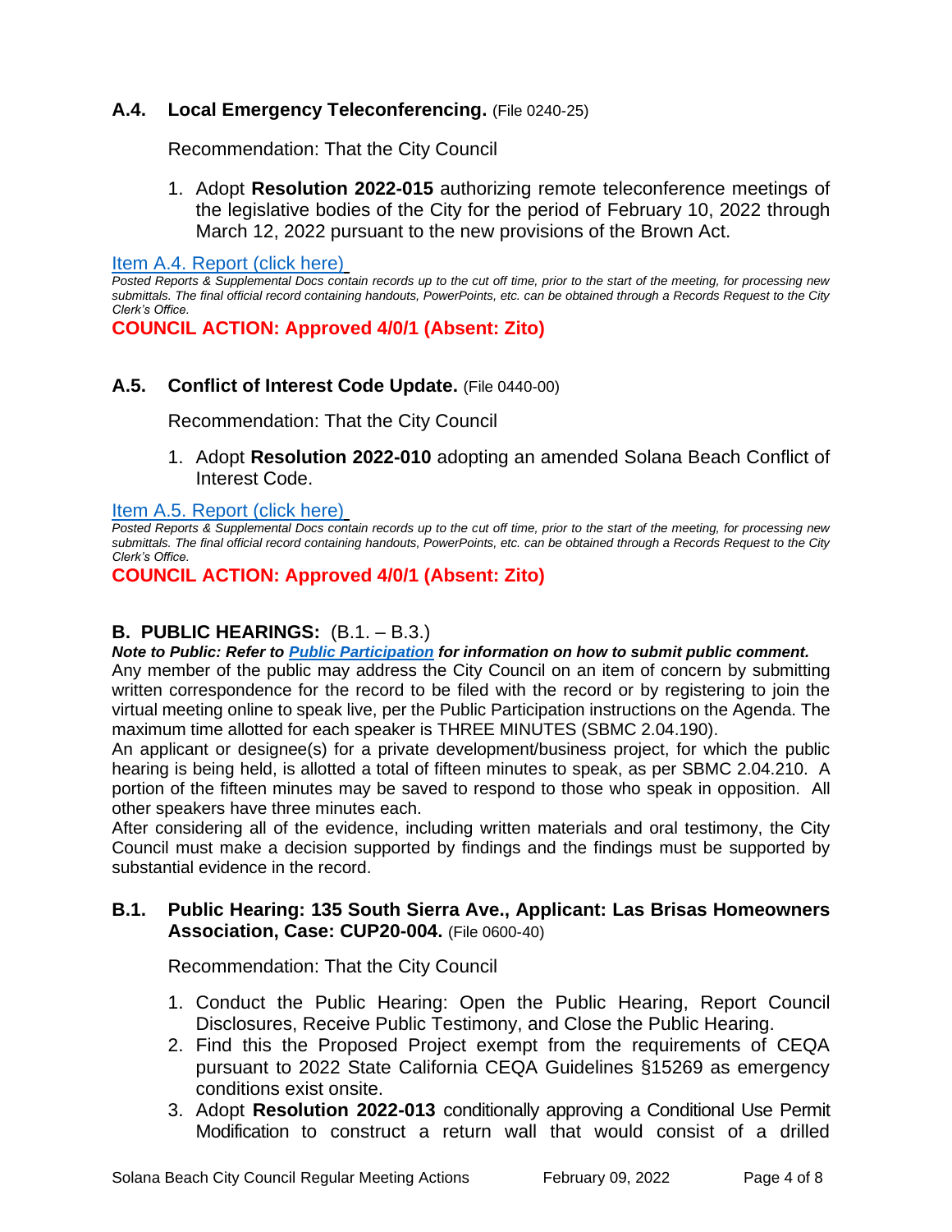### A.4. Local Emergency Teleconferencing. (File 0240-25)

Recommendation: That the City Council

1. Adopt **Resolution 2022-015** authorizing remote teleconference meetings of the legislative bodies of the City for the period of February 10, 2022 through March 12, 2022 pursuant to the new provisions of the Brown Act.

[Item A.4. Report (click here)]

*Posted Reports & Supplemental Docs contain records up to the cut off time, prior to the start of the meeting, for processing new submittals. The final official record containing handouts, PowerPoints, etc. can be obtained through a Records Request to the City Clerk's Office.*

**COUNCIL ACTION: Approved 4/0/1 (Absent: Zito)**

### A.5. Conflict of Interest Code Update. (File 0440-00)

Recommendation: That the City Council

1. Adopt **Resolution 2022-010** adopting an amended Solana Beach Conflict of Interest Code.

[Item A.5. Report (click here)]

*Posted Reports & Supplemental Docs contain records up to the cut off time, prior to the start of the meeting, for processing new submittals. The final official record containing handouts, PowerPoints, etc. can be obtained through a Records Request to the City Clerk's Office.*

**COUNCIL ACTION: Approved 4/0/1 (Absent: Zito)**

## B. PUBLIC HEARINGS: (B.1. – B.3.)

***Note to Public: Refer to Public Participation for information on how to submit public comment.***

Any member of the public may address the City Council on an item of concern by submitting written correspondence for the record to be filed with the record or by registering to join the virtual meeting online to speak live, per the Public Participation instructions on the Agenda. The maximum time allotted for each speaker is THREE MINUTES (SBMC 2.04.190).

An applicant or designee(s) for a private development/business project, for which the public hearing is being held, is allotted a total of fifteen minutes to speak, as per SBMC 2.04.210. A portion of the fifteen minutes may be saved to respond to those who speak in opposition. All other speakers have three minutes each.

After considering all of the evidence, including written materials and oral testimony, the City Council must make a decision supported by findings and the findings must be supported by substantial evidence in the record.

### B.1. Public Hearing: 135 South Sierra Ave., Applicant: Las Brisas Homeowners Association, Case: CUP20-004. (File 0600-40)

Recommendation: That the City Council

1. Conduct the Public Hearing: Open the Public Hearing, Report Council Disclosures, Receive Public Testimony, and Close the Public Hearing.
2. Find this the Proposed Project exempt from the requirements of CEQA pursuant to 2022 State California CEQA Guidelines §15269 as emergency conditions exist onsite.
3. Adopt **Resolution 2022-013** conditionally approving a Conditional Use Permit Modification to construct a return wall that would consist of a drilled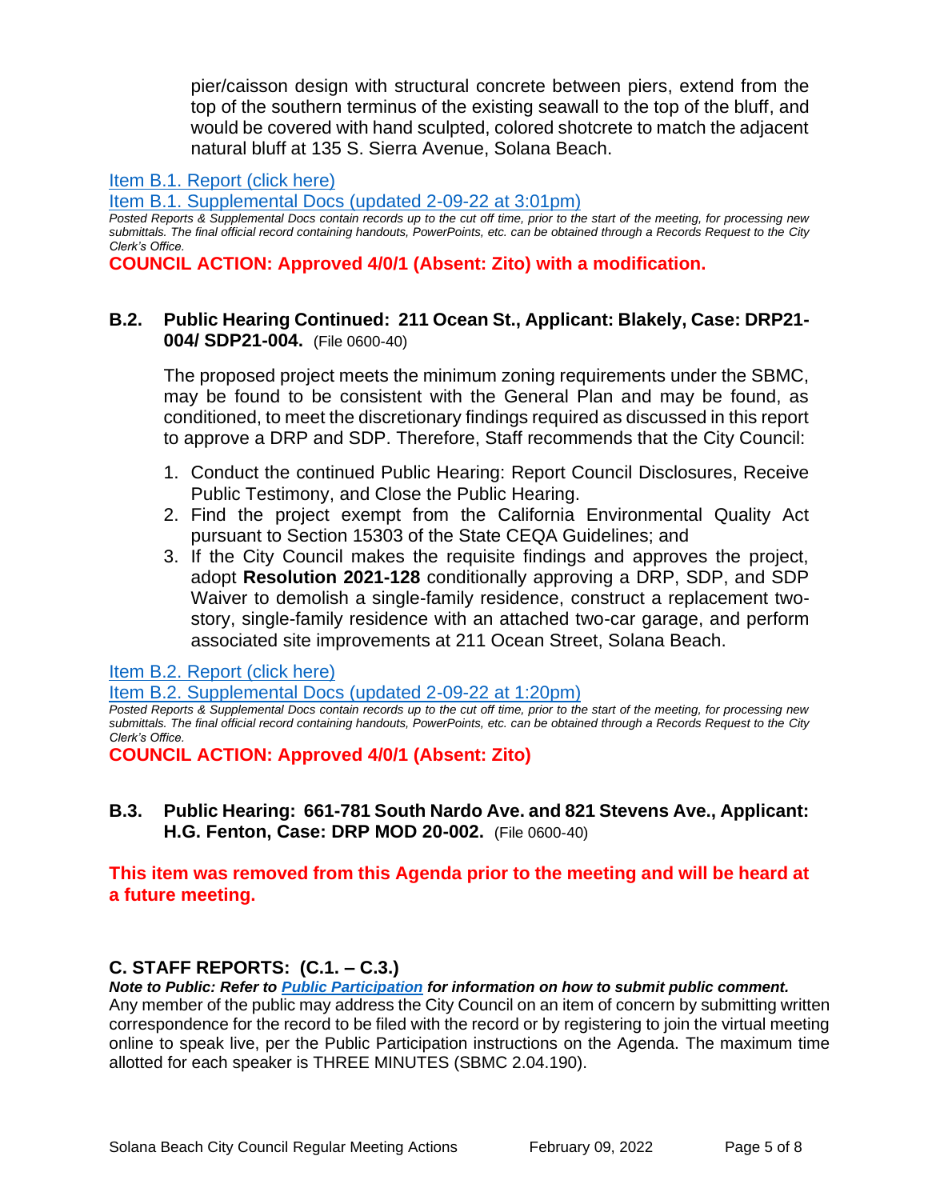pier/caisson design with structural concrete between piers, extend from the top of the southern terminus of the existing seawall to the top of the bluff, and would be covered with hand sculpted, colored shotcrete to match the adjacent natural bluff at 135 S. Sierra Avenue, Solana Beach.

[Item B.1. Report (click here)]

[Item B.1. Supplemental Docs (updated 2-09-22 at 3:01pm)]

*Posted Reports & Supplemental Docs contain records up to the cut off time, prior to the start of the meeting, for processing new submittals. The final official record containing handouts, PowerPoints, etc. can be obtained through a Records Request to the City Clerk's Office.*

**COUNCIL ACTION: Approved 4/0/1 (Absent: Zito) with a modification.**

### B.2. Public Hearing Continued: 211 Ocean St., Applicant: Blakely, Case: DRP21-004/ SDP21-004. (File 0600-40)

The proposed project meets the minimum zoning requirements under the SBMC, may be found to be consistent with the General Plan and may be found, as conditioned, to meet the discretionary findings required as discussed in this report to approve a DRP and SDP. Therefore, Staff recommends that the City Council:

1. Conduct the continued Public Hearing: Report Council Disclosures, Receive Public Testimony, and Close the Public Hearing.
2. Find the project exempt from the California Environmental Quality Act pursuant to Section 15303 of the State CEQA Guidelines; and
3. If the City Council makes the requisite findings and approves the project, adopt **Resolution 2021-128** conditionally approving a DRP, SDP, and SDP Waiver to demolish a single-family residence, construct a replacement two-story, single-family residence with an attached two-car garage, and perform associated site improvements at 211 Ocean Street, Solana Beach.

[Item B.2. Report (click here)]

[Item B.2. Supplemental Docs (updated 2-09-22 at 1:20pm)]

*Posted Reports & Supplemental Docs contain records up to the cut off time, prior to the start of the meeting, for processing new submittals. The final official record containing handouts, PowerPoints, etc. can be obtained through a Records Request to the City Clerk's Office.*

**COUNCIL ACTION: Approved 4/0/1 (Absent: Zito)**

### B.3. Public Hearing: 661-781 South Nardo Ave. and 821 Stevens Ave., Applicant: H.G. Fenton, Case: DRP MOD 20-002. (File 0600-40)

**This item was removed from this Agenda prior to the meeting and will be heard at a future meeting.**

## C. STAFF REPORTS: (C.1. – C.3.)

***Note to Public: Refer to [Public Participation] for information on how to submit public comment.***

Any member of the public may address the City Council on an item of concern by submitting written correspondence for the record to be filed with the record or by registering to join the virtual meeting online to speak live, per the Public Participation instructions on the Agenda. The maximum time allotted for each speaker is THREE MINUTES (SBMC 2.04.190).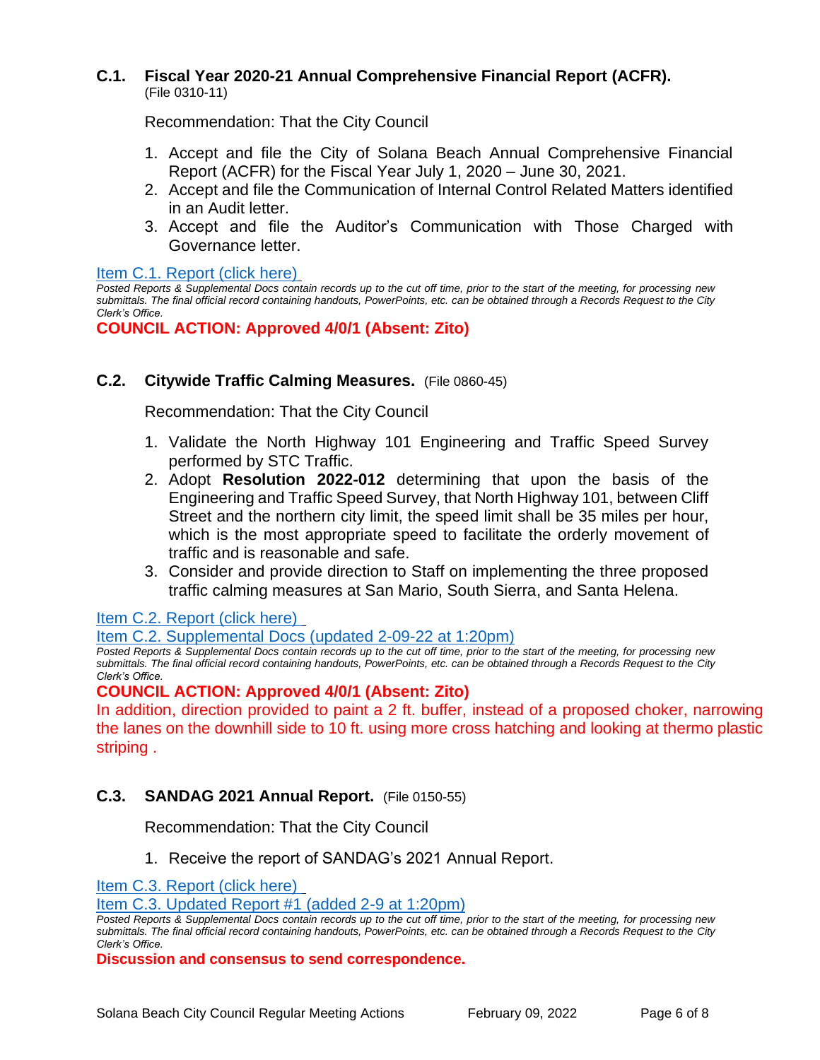### C.1. Fiscal Year 2020-21 Annual Comprehensive Financial Report (ACFR).
(File 0310-11)

Recommendation: That the City Council

1. Accept and file the City of Solana Beach Annual Comprehensive Financial Report (ACFR) for the Fiscal Year July 1, 2020 – June 30, 2021.
2. Accept and file the Communication of Internal Control Related Matters identified in an Audit letter.
3. Accept and file the Auditor's Communication with Those Charged with Governance letter.

Item C.1. Report (click here)

*Posted Reports & Supplemental Docs contain records up to the cut off time, prior to the start of the meeting, for processing new submittals. The final official record containing handouts, PowerPoints, etc. can be obtained through a Records Request to the City Clerk's Office.*

**COUNCIL ACTION: Approved 4/0/1 (Absent: Zito)**

### C.2. Citywide Traffic Calming Measures. (File 0860-45)

Recommendation: That the City Council

1. Validate the North Highway 101 Engineering and Traffic Speed Survey performed by STC Traffic.
2. Adopt **Resolution 2022-012** determining that upon the basis of the Engineering and Traffic Speed Survey, that North Highway 101, between Cliff Street and the northern city limit, the speed limit shall be 35 miles per hour, which is the most appropriate speed to facilitate the orderly movement of traffic and is reasonable and safe.
3. Consider and provide direction to Staff on implementing the three proposed traffic calming measures at San Mario, South Sierra, and Santa Helena.

Item C.2. Report (click here)

Item C.2. Supplemental Docs (updated 2-09-22 at 1:20pm)

*Posted Reports & Supplemental Docs contain records up to the cut off time, prior to the start of the meeting, for processing new submittals. The final official record containing handouts, PowerPoints, etc. can be obtained through a Records Request to the City Clerk's Office.*

**COUNCIL ACTION: Approved 4/0/1 (Absent: Zito)**

In addition, direction provided to paint a 2 ft. buffer, instead of a proposed choker, narrowing the lanes on the downhill side to 10 ft. using more cross hatching and looking at thermo plastic striping .

### C.3. SANDAG 2021 Annual Report. (File 0150-55)

Recommendation: That the City Council

1. Receive the report of SANDAG's 2021 Annual Report.

Item C.3. Report (click here)

Item C.3. Updated Report #1 (added 2-9 at 1:20pm)

*Posted Reports & Supplemental Docs contain records up to the cut off time, prior to the start of the meeting, for processing new submittals. The final official record containing handouts, PowerPoints, etc. can be obtained through a Records Request to the City Clerk's Office.*

**Discussion and consensus to send correspondence.**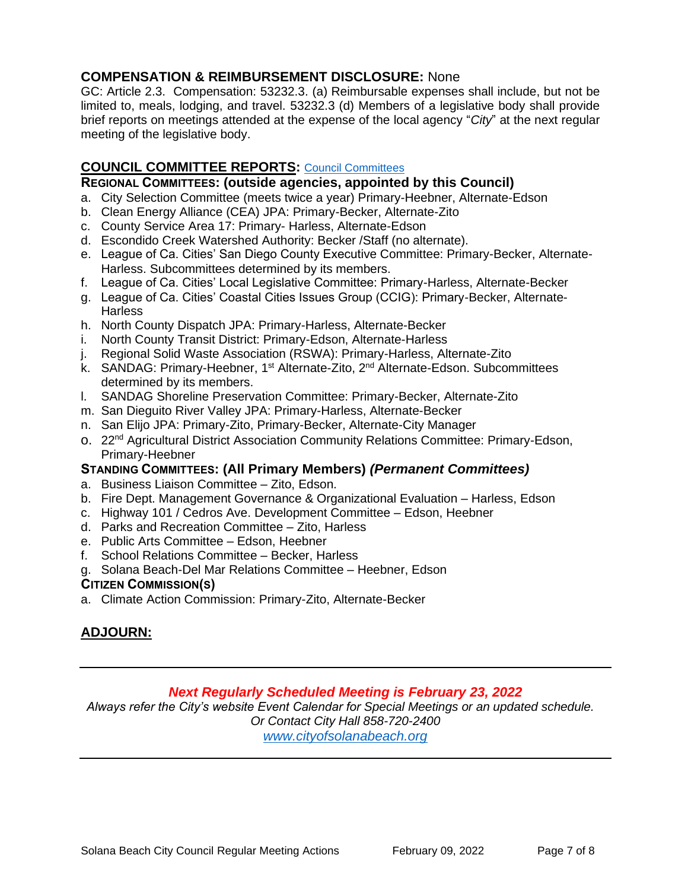## COMPENSATION & REIMBURSEMENT DISCLOSURE: None

GC: Article 2.3. Compensation: 53232.3. (a) Reimbursable expenses shall include, but not be limited to, meals, lodging, and travel. 53232.3 (d) Members of a legislative body shall provide brief reports on meetings attended at the expense of the local agency "*City*" at the next regular meeting of the legislative body.

## COUNCIL COMMITTEE REPORTS: [Council Committees]

### REGIONAL COMMITTEES: (outside agencies, appointed by this Council)

a. City Selection Committee (meets twice a year) Primary-Heebner, Alternate-Edson
b. Clean Energy Alliance (CEA) JPA: Primary-Becker, Alternate-Zito
c. County Service Area 17: Primary- Harless, Alternate-Edson
d. Escondido Creek Watershed Authority: Becker /Staff (no alternate).
e. League of Ca. Cities' San Diego County Executive Committee: Primary-Becker, Alternate-Harless. Subcommittees determined by its members.
f. League of Ca. Cities' Local Legislative Committee: Primary-Harless, Alternate-Becker
g. League of Ca. Cities' Coastal Cities Issues Group (CCIG): Primary-Becker, Alternate-Harless
h. North County Dispatch JPA: Primary-Harless, Alternate-Becker
i. North County Transit District: Primary-Edson, Alternate-Harless
j. Regional Solid Waste Association (RSWA): Primary-Harless, Alternate-Zito
k. SANDAG: Primary-Heebner, 1st Alternate-Zito, 2nd Alternate-Edson. Subcommittees determined by its members.
l. SANDAG Shoreline Preservation Committee: Primary-Becker, Alternate-Zito
m. San Dieguito River Valley JPA: Primary-Harless, Alternate-Becker
n. San Elijo JPA: Primary-Zito, Primary-Becker, Alternate-City Manager
o. 22nd Agricultural District Association Community Relations Committee: Primary-Edson, Primary-Heebner

### STANDING COMMITTEES: (All Primary Members) *(Permanent Committees)*

a. Business Liaison Committee – Zito, Edson.
b. Fire Dept. Management Governance & Organizational Evaluation – Harless, Edson
c. Highway 101 / Cedros Ave. Development Committee – Edson, Heebner
d. Parks and Recreation Committee – Zito, Harless
e. Public Arts Committee – Edson, Heebner
f. School Relations Committee – Becker, Harless
g. Solana Beach-Del Mar Relations Committee – Heebner, Edson

### CITIZEN COMMISSION(S)

a. Climate Action Commission: Primary-Zito, Alternate-Becker

## ADJOURN:

---

***Next Regularly Scheduled Meeting is February 23, 2022***

*Always refer the City's website Event Calendar for Special Meetings or an updated schedule.*
*Or Contact City Hall 858-720-2400*
*www.cityofsolanabeach.org*

---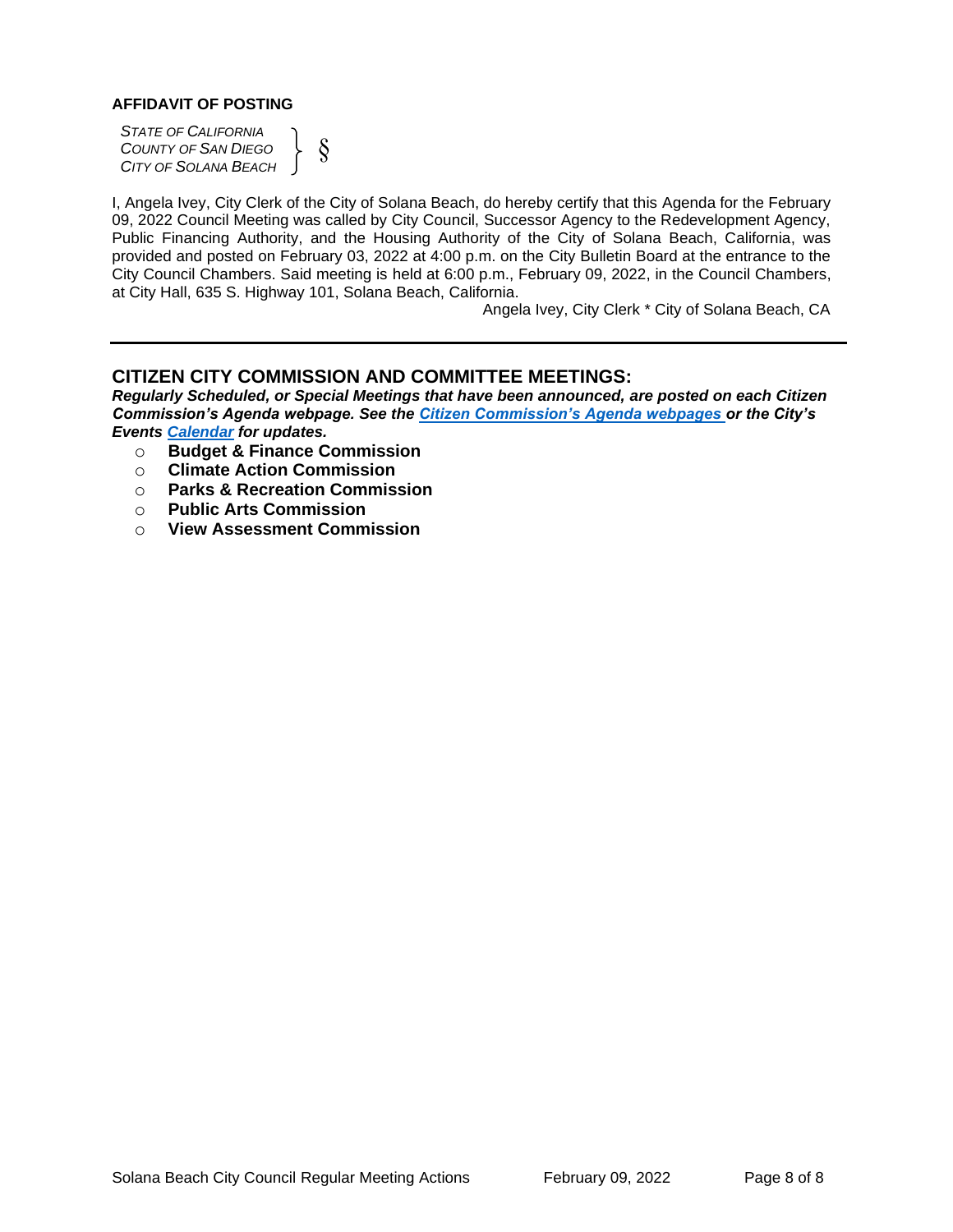**AFFIDAVIT OF POSTING**

*STATE OF CALIFORNIA*
*COUNTY OF SAN DIEGO* } §
*CITY OF SOLANA BEACH*

I, Angela Ivey, City Clerk of the City of Solana Beach, do hereby certify that this Agenda for the February 09, 2022 Council Meeting was called by City Council, Successor Agency to the Redevelopment Agency, Public Financing Authority, and the Housing Authority of the City of Solana Beach, California, was provided and posted on February 03, 2022 at 4:00 p.m. on the City Bulletin Board at the entrance to the City Council Chambers. Said meeting is held at 6:00 p.m., February 09, 2022, in the Council Chambers, at City Hall, 635 S. Highway 101, Solana Beach, California.

Angela Ivey, City Clerk * City of Solana Beach, CA

---

## CITIZEN CITY COMMISSION AND COMMITTEE MEETINGS:

***Regularly Scheduled, or Special Meetings that have been announced, are posted on each Citizen Commission's Agenda webpage. See the [Citizen Commission's Agenda webpages](#) or the City's Events [Calendar](#) for updates.***

- **Budget & Finance Commission**
- **Climate Action Commission**
- **Parks & Recreation Commission**
- **Public Arts Commission**
- **View Assessment Commission**